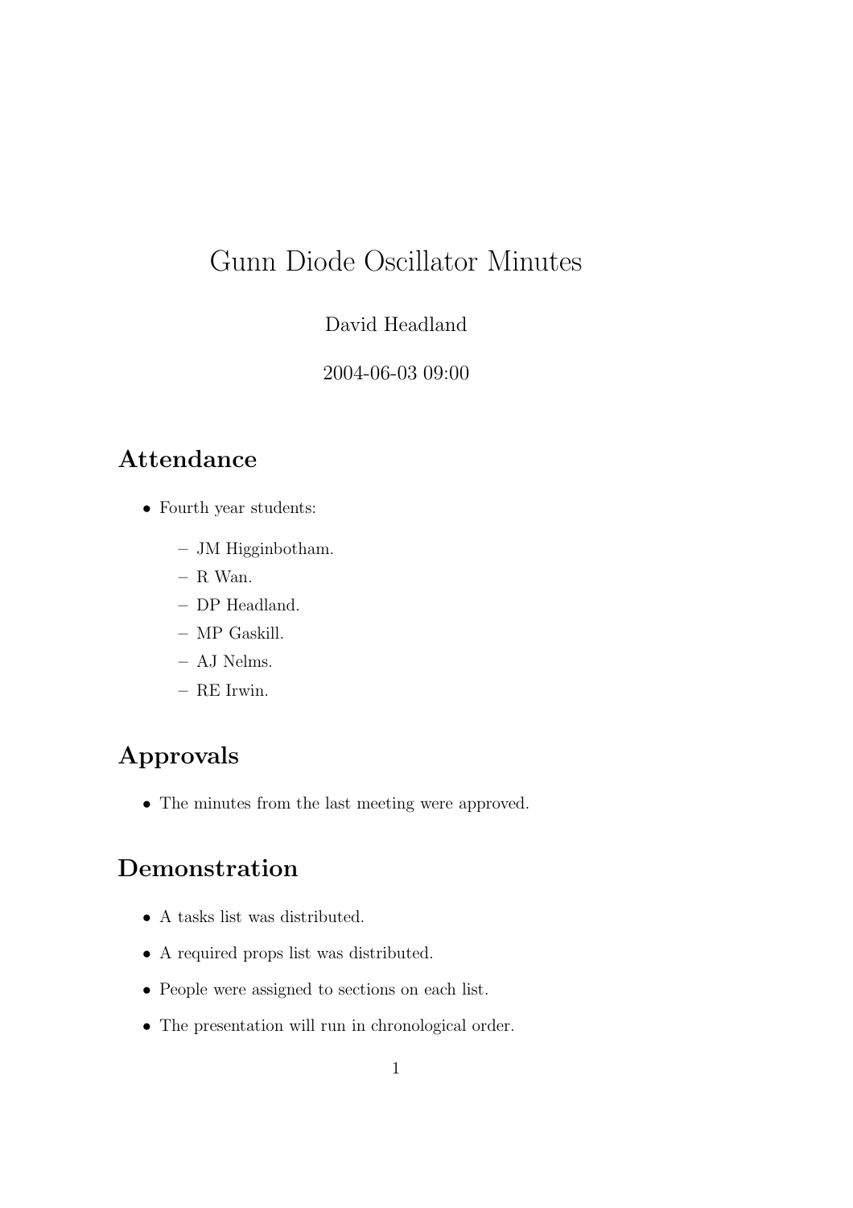# Gunn Diode Oscillator Minutes

David Headland

2004-06-03 09:00

## Attendance

- Fourth year students:
  - JM Higginbotham.
  - R Wan.
  - DP Headland.
  - MP Gaskill.
  - AJ Nelms.
  - RE Irwin.

## Approvals

- The minutes from the last meeting were approved.

## Demonstration

- A tasks list was distributed.
- A required props list was distributed.
- People were assigned to sections on each list.
- The presentation will run in chronological order.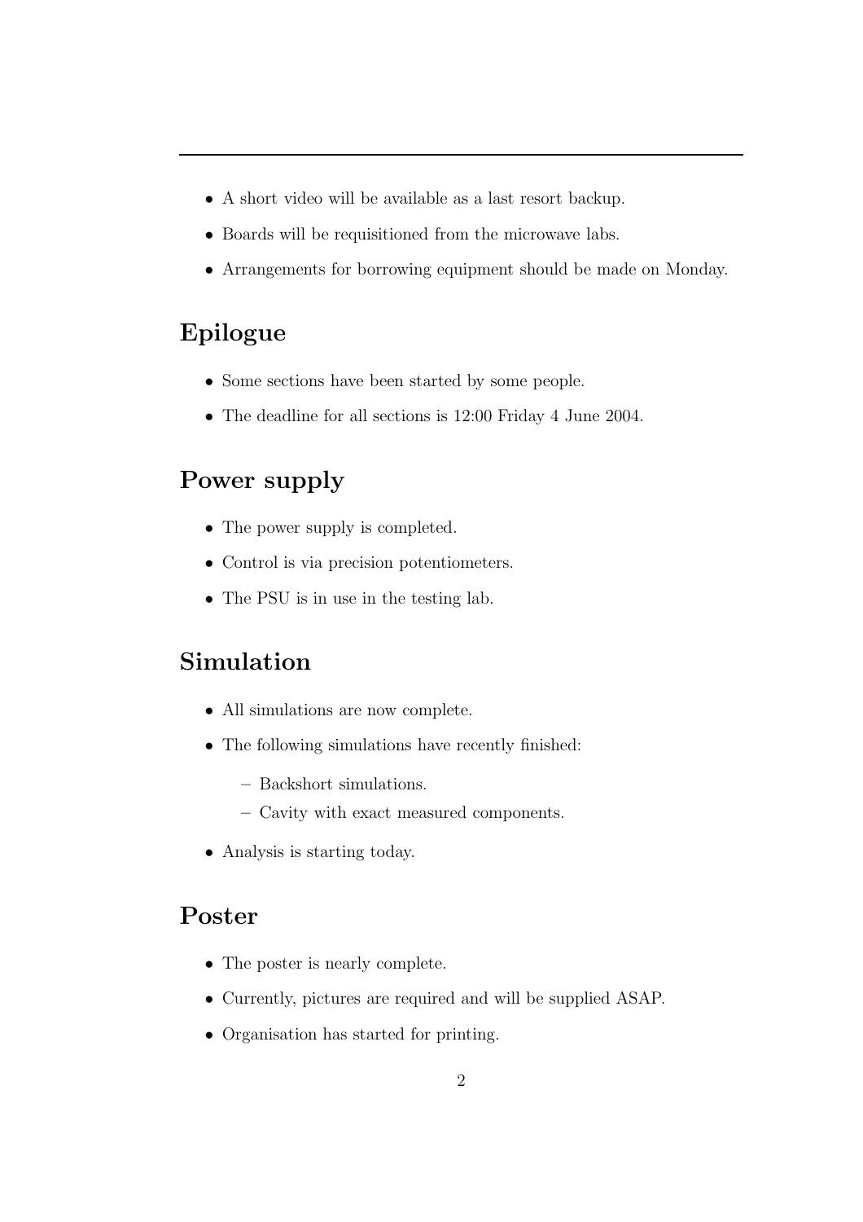- A short video will be available as a last resort backup.
- Boards will be requisitioned from the microwave labs.
- Arrangements for borrowing equipment should be made on Monday.

## Epilogue

- Some sections have been started by some people.
- The deadline for all sections is 12:00 Friday 4 June 2004.

## Power supply

- The power supply is completed.
- Control is via precision potentiometers.
- The PSU is in use in the testing lab.

## Simulation

- All simulations are now complete.
- The following simulations have recently finished:
  - Backshort simulations.
  - Cavity with exact measured components.
- Analysis is starting today.

## Poster

- The poster is nearly complete.
- Currently, pictures are required and will be supplied ASAP.
- Organisation has started for printing.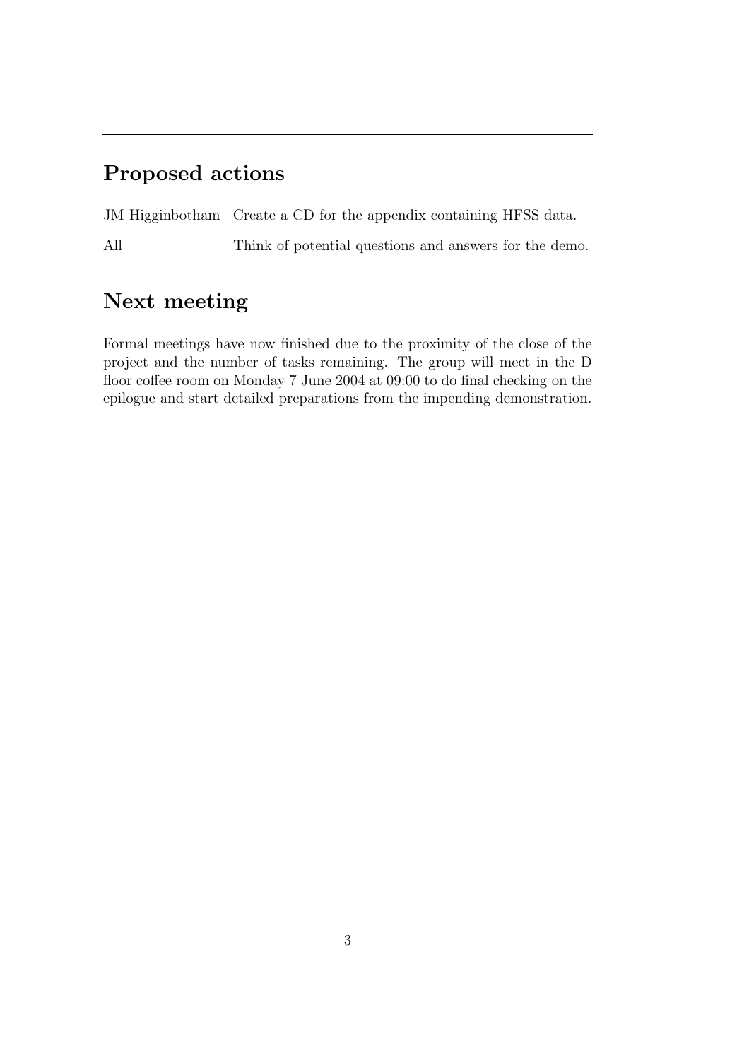---

## Proposed actions

| | |
|---|---|
| JM Higginbotham | Create a CD for the appendix containing HFSS data. |
| All | Think of potential questions and answers for the demo. |

## Next meeting

Formal meetings have now finished due to the proximity of the close of the project and the number of tasks remaining. The group will meet in the D floor coffee room on Monday 7 June 2004 at 09:00 to do final checking on the epilogue and start detailed preparations from the impending demonstration.